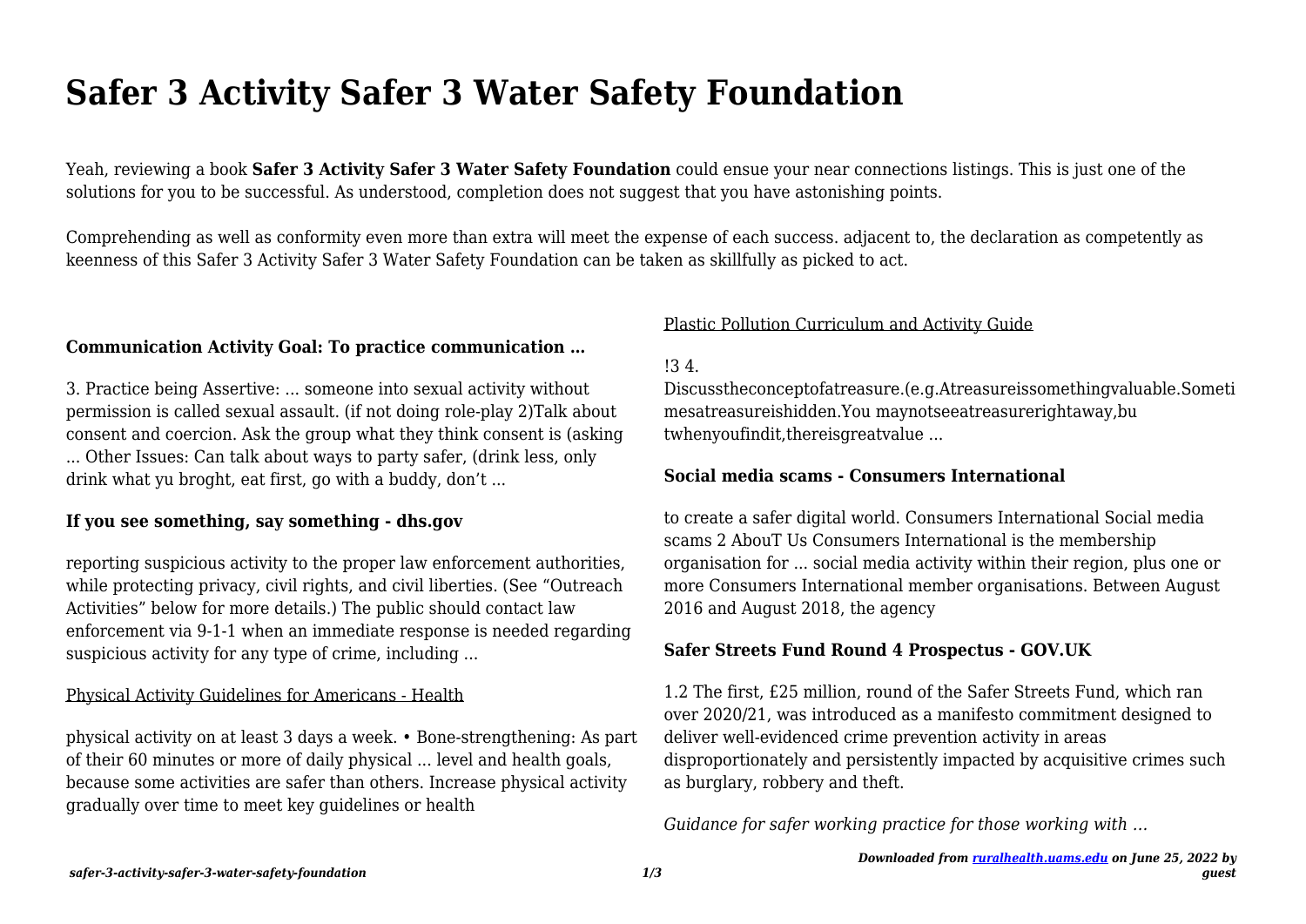# Safer 3 Activity Safer 3 Water Safety Foundation

Yeah, reviewing a book **Safer 3 Activity Safer 3 Water Safety Foundation** could ensue your near connections listings. This is just one of the solutions for you to be successful. As understood, completion does not suggest that you have astonishing points.

Comprehending as well as conformity even more than extra will meet the expense of each success. adjacent to, the declaration as competently as keenness of this Safer 3 Activity Safer 3 Water Safety Foundation can be taken as skillfully as picked to act.

**Communication Activity Goal: To practice communication …**

3. Practice being Assertive: ... someone into sexual activity without permission is called sexual assault. (if not doing role-play 2)Talk about consent and coercion. Ask the group what they think consent is (asking ... Other Issues: Can talk about ways to party safer, (drink less, only drink what yu broght, eat first, go with a buddy, don't ...

**If you see something, say something - dhs.gov**

reporting suspicious activity to the proper law enforcement authorities, while protecting privacy, civil rights, and civil liberties. (See "Outreach Activities" below for more details.) The public should contact law enforcement via 9-1-1 when an immediate response is needed regarding suspicious activity for any type of crime, including ...

Physical Activity Guidelines for Americans - Health

physical activity on at least 3 days a week. • Bone-strengthening: As part of their 60 minutes or more of daily physical ... level and health goals, because some activities are safer than others. Increase physical activity gradually over time to meet key guidelines or health

Plastic Pollution Curriculum and Activity Guide

!3 4.
Discusstheconceptofatreasure.(e.g.Atreasureissomethingvaluable.Sometimesatreasureishidden.You maynotseeatreasurerightaway,bu twhenyoufindit,thereisgreatvalue ...

**Social media scams - Consumers International**

to create a safer digital world. Consumers International Social media scams 2 AbouT Us Consumers International is the membership organisation for ... social media activity within their region, plus one or more Consumers International member organisations. Between August 2016 and August 2018, the agency

**Safer Streets Fund Round 4 Prospectus - GOV.UK**

1.2 The first, £25 million, round of the Safer Streets Fund, which ran over 2020/21, was introduced as a manifesto commitment designed to deliver well-evidenced crime prevention activity in areas disproportionately and persistently impacted by acquisitive crimes such as burglary, robbery and theft.

*Guidance for safer working practice for those working with …*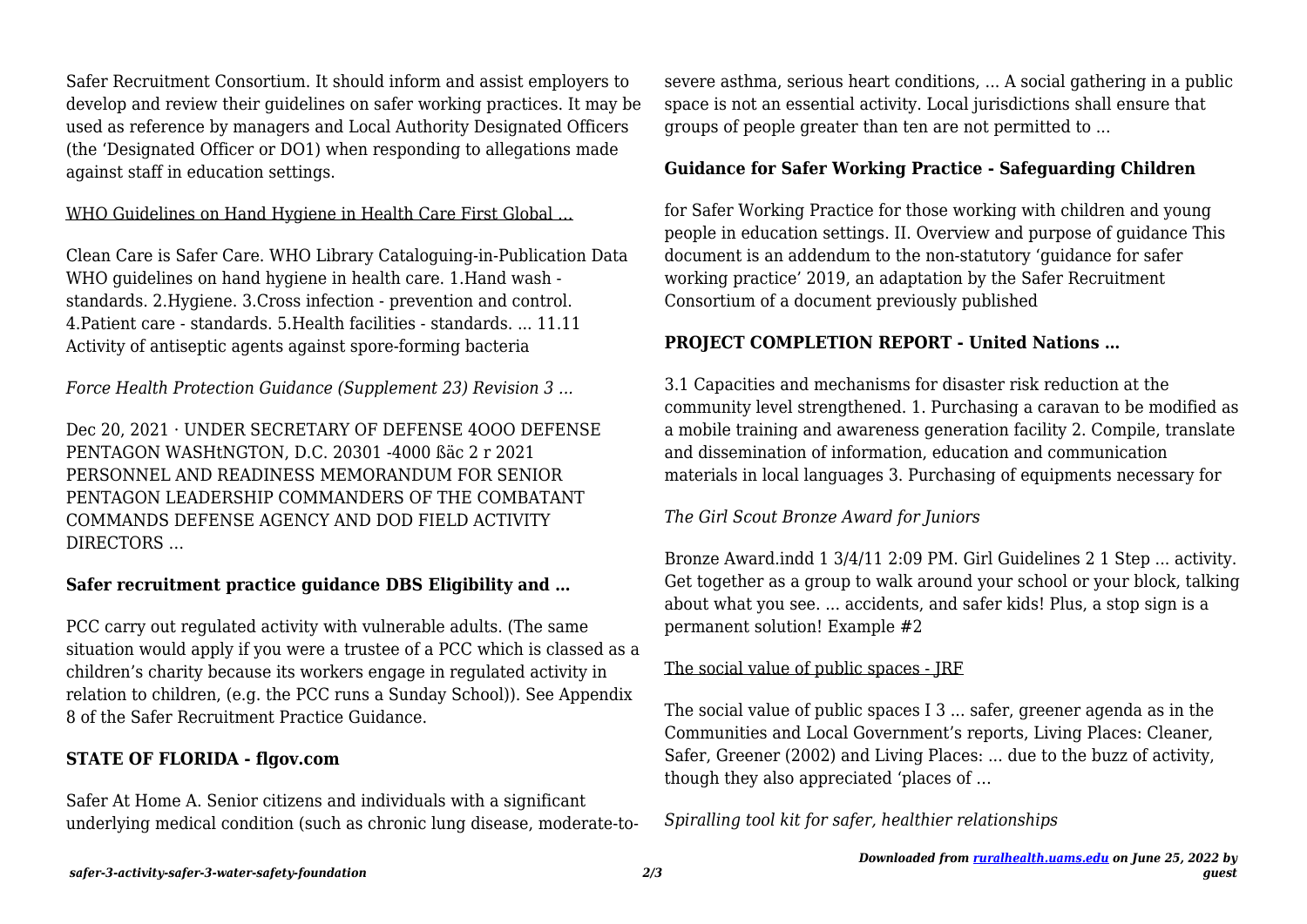Safer Recruitment Consortium. It should inform and assist employers to develop and review their guidelines on safer working practices. It may be used as reference by managers and Local Authority Designated Officers (the 'Designated Officer or DO1) when responding to allegations made against staff in education settings.

WHO Guidelines on Hand Hygiene in Health Care First Global ...

Clean Care is Safer Care. WHO Library Cataloguing-in-Publication Data WHO guidelines on hand hygiene in health care. 1.Hand wash - standards. 2.Hygiene. 3.Cross infection - prevention and control. 4.Patient care - standards. 5.Health facilities - standards. ... 11.11 Activity of antiseptic agents against spore-forming bacteria

*Force Health Protection Guidance (Supplement 23) Revision 3 ...*

Dec 20, 2021 · UNDER SECRETARY OF DEFENSE 4OOO DEFENSE PENTAGON WASHtNGTON, D.C. 20301 -4000 ßäc 2 r 2021 PERSONNEL AND READINESS MEMORANDUM FOR SENIOR PENTAGON LEADERSHIP COMMANDERS OF THE COMBATANT COMMANDS DEFENSE AGENCY AND DOD FIELD ACTIVITY DIRECTORS ...

**Safer recruitment practice guidance DBS Eligibility and ...**

PCC carry out regulated activity with vulnerable adults. (The same situation would apply if you were a trustee of a PCC which is classed as a children's charity because its workers engage in regulated activity in relation to children, (e.g. the PCC runs a Sunday School)). See Appendix 8 of the Safer Recruitment Practice Guidance.

**STATE OF FLORIDA - flgov.com**

Safer At Home A. Senior citizens and individuals with a significant underlying medical condition (such as chronic lung disease, moderate-to-severe asthma, serious heart conditions, ... A social gathering in a public space is not an essential activity. Local jurisdictions shall ensure that groups of people greater than ten are not permitted to ...

**Guidance for Safer Working Practice - Safeguarding Children**

for Safer Working Practice for those working with children and young people in education settings. II. Overview and purpose of guidance This document is an addendum to the non-statutory 'guidance for safer working practice' 2019, an adaptation by the Safer Recruitment Consortium of a document previously published

**PROJECT COMPLETION REPORT - United Nations ...**

3.1 Capacities and mechanisms for disaster risk reduction at the community level strengthened. 1. Purchasing a caravan to be modified as a mobile training and awareness generation facility 2. Compile, translate and dissemination of information, education and communication materials in local languages 3. Purchasing of equipments necessary for

*The Girl Scout Bronze Award for Juniors*

Bronze Award.indd 1 3/4/11 2:09 PM. Girl Guidelines 2 1 Step ... activity. Get together as a group to walk around your school or your block, talking about what you see. ... accidents, and safer kids! Plus, a stop sign is a permanent solution! Example #2

The social value of public spaces - JRF

The social value of public spaces I 3 ... safer, greener agenda as in the Communities and Local Government's reports, Living Places: Cleaner, Safer, Greener (2002) and Living Places: ... due to the buzz of activity, though they also appreciated 'places of ...

*Spiralling tool kit for safer, healthier relationships*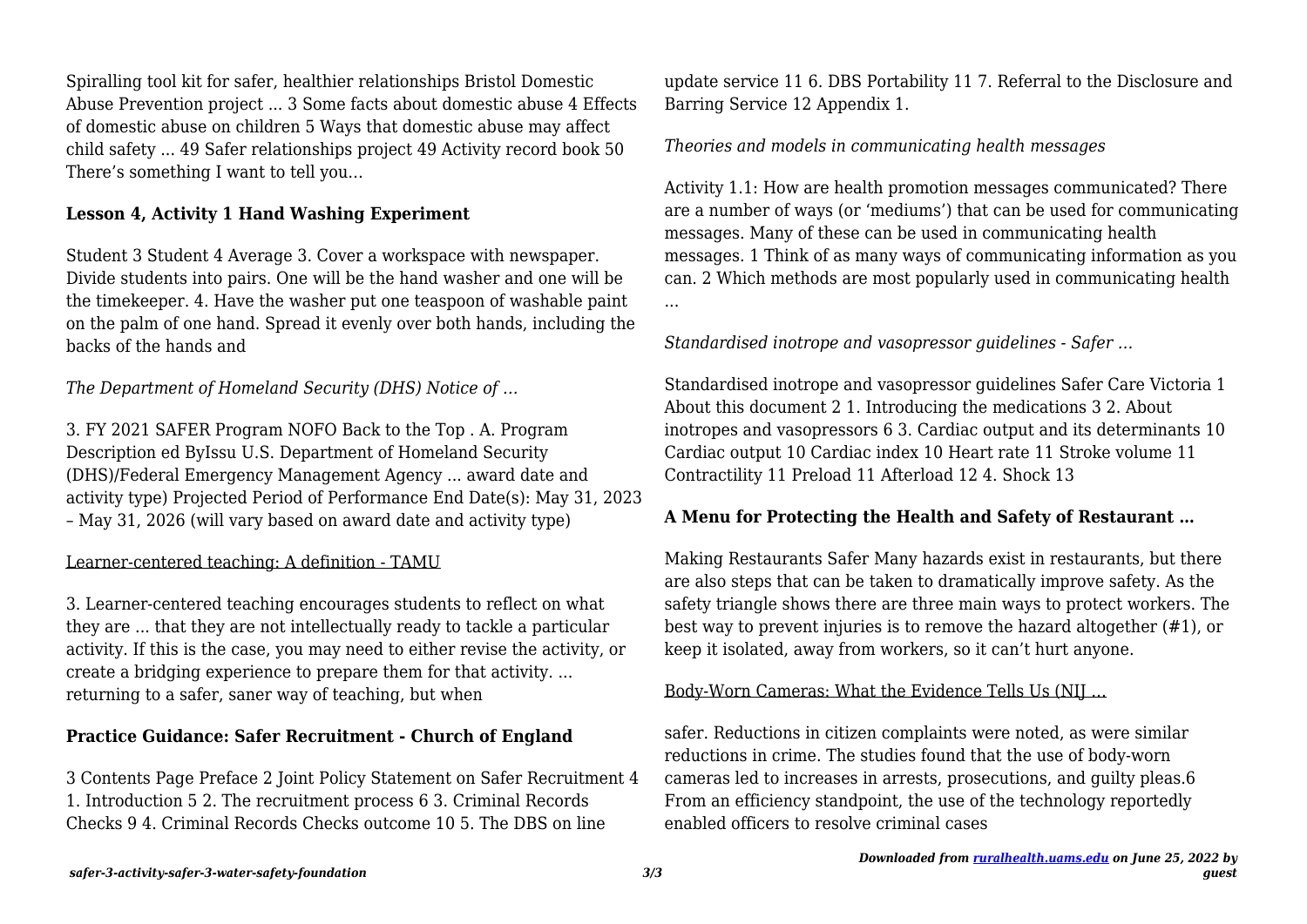Spiralling tool kit for safer, healthier relationships Bristol Domestic Abuse Prevention project ... 3 Some facts about domestic abuse 4 Effects of domestic abuse on children 5 Ways that domestic abuse may affect child safety ... 49 Safer relationships project 49 Activity record book 50 There's something I want to tell you…

**Lesson 4, Activity 1 Hand Washing Experiment**

Student 3 Student 4 Average 3. Cover a workspace with newspaper. Divide students into pairs. One will be the hand washer and one will be the timekeeper. 4. Have the washer put one teaspoon of washable paint on the palm of one hand. Spread it evenly over both hands, including the backs of the hands and

*The Department of Homeland Security (DHS) Notice of …*

3. FY 2021 SAFER Program NOFO Back to the Top . A. Program Description ed ByIssu U.S. Department of Homeland Security (DHS)/Federal Emergency Management Agency ... award date and activity type) Projected Period of Performance End Date(s): May 31, 2023 – May 31, 2026 (will vary based on award date and activity type)

Learner-centered teaching: A definition - TAMU

3. Learner-centered teaching encourages students to reflect on what they are ... that they are not intellectually ready to tackle a particular activity. If this is the case, you may need to either revise the activity, or create a bridging experience to prepare them for that activity. ... returning to a safer, saner way of teaching, but when

**Practice Guidance: Safer Recruitment - Church of England**

3 Contents Page Preface 2 Joint Policy Statement on Safer Recruitment 4 1. Introduction 5 2. The recruitment process 6 3. Criminal Records Checks 9 4. Criminal Records Checks outcome 10 5. The DBS on line update service 11 6. DBS Portability 11 7. Referral to the Disclosure and Barring Service 12 Appendix 1.

*Theories and models in communicating health messages*

Activity 1.1: How are health promotion messages communicated? There are a number of ways (or 'mediums') that can be used for communicating messages. Many of these can be used in communicating health messages. 1 Think of as many ways of communicating information as you can. 2 Which methods are most popularly used in communicating health …

*Standardised inotrope and vasopressor guidelines - Safer …*

Standardised inotrope and vasopressor guidelines Safer Care Victoria 1 About this document 2 1. Introducing the medications 3 2. About inotropes and vasopressors 6 3. Cardiac output and its determinants 10 Cardiac output 10 Cardiac index 10 Heart rate 11 Stroke volume 11 Contractility 11 Preload 11 Afterload 12 4. Shock 13

**A Menu for Protecting the Health and Safety of Restaurant …**

Making Restaurants Safer Many hazards exist in restaurants, but there are also steps that can be taken to dramatically improve safety. As the safety triangle shows there are three main ways to protect workers. The best way to prevent injuries is to remove the hazard altogether (#1), or keep it isolated, away from workers, so it can't hurt anyone.

Body-Worn Cameras: What the Evidence Tells Us (NIJ …

safer. Reductions in citizen complaints were noted, as were similar reductions in crime. The studies found that the use of body-worn cameras led to increases in arrests, prosecutions, and guilty pleas.6 From an efficiency standpoint, the use of the technology reportedly enabled officers to resolve criminal cases